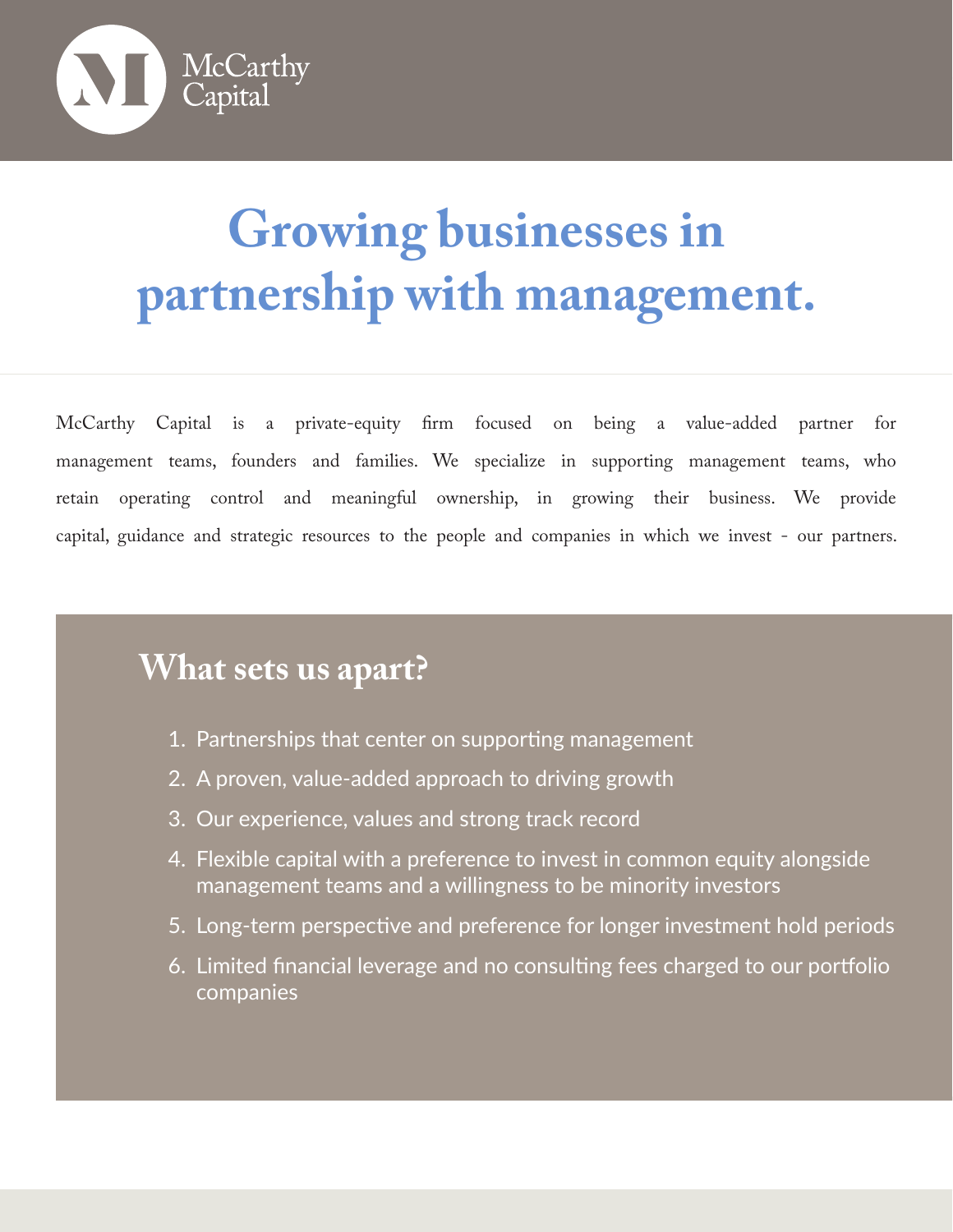McCarthy Capital

# Growing businesses in partnership with management.

McCarthy Capital is a private-equity firm focused on being a value-added partner for management teams, founders and families. We specialize in supporting management teams, who retain operating control and meaningful ownership, in growing their business. We provide capital, guidance and strategic resources to the people and companies in which we invest - our partners.

## What sets us apart?

1. Partnerships that center on supporting management
2. A proven, value-added approach to driving growth
3. Our experience, values and strong track record
4. Flexible capital with a preference to invest in common equity alongside management teams and a willingness to be minority investors
5. Long-term perspective and preference for longer investment hold periods
6. Limited financial leverage and no consulting fees charged to our portfolio companies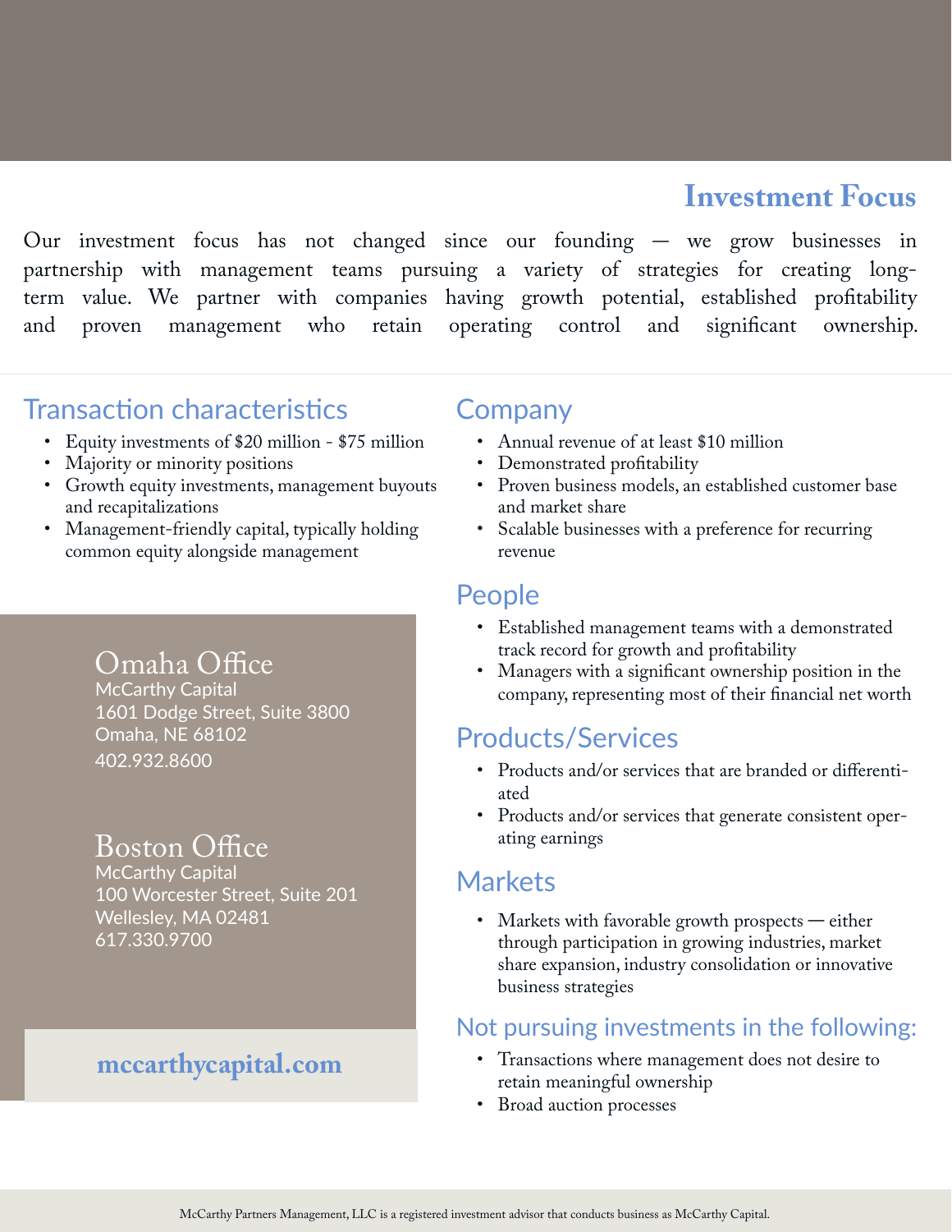## Investment Focus

Our investment focus has not changed since our founding — we grow businesses in partnership with management teams pursuing a variety of strategies for creating long-term value. We partner with companies having growth potential, established profitability and proven management who retain operating control and significant ownership.

### Transaction characteristics

- Equity investments of $20 million - $75 million
- Majority or minority positions
- Growth equity investments, management buyouts and recapitalizations
- Management-friendly capital, typically holding common equity alongside management

### Omaha Office

McCarthy Capital
1601 Dodge Street, Suite 3800
Omaha, NE 68102
402.932.8600

### Boston Office

McCarthy Capital
100 Worcester Street, Suite 201
Wellesley, MA 02481
617.330.9700

**mccarthycapital.com**

### Company

- Annual revenue of at least $10 million
- Demonstrated profitability
- Proven business models, an established customer base and market share
- Scalable businesses with a preference for recurring revenue

### People

- Established management teams with a demonstrated track record for growth and profitability
- Managers with a significant ownership position in the company, representing most of their financial net worth

### Products/Services

- Products and/or services that are branded or differentiated
- Products and/or services that generate consistent operating earnings

### Markets

- Markets with favorable growth prospects — either through participation in growing industries, market share expansion, industry consolidation or innovative business strategies

### Not pursuing investments in the following:

- Transactions where management does not desire to retain meaningful ownership
- Broad auction processes

McCarthy Partners Management, LLC is a registered investment advisor that conducts business as McCarthy Capital.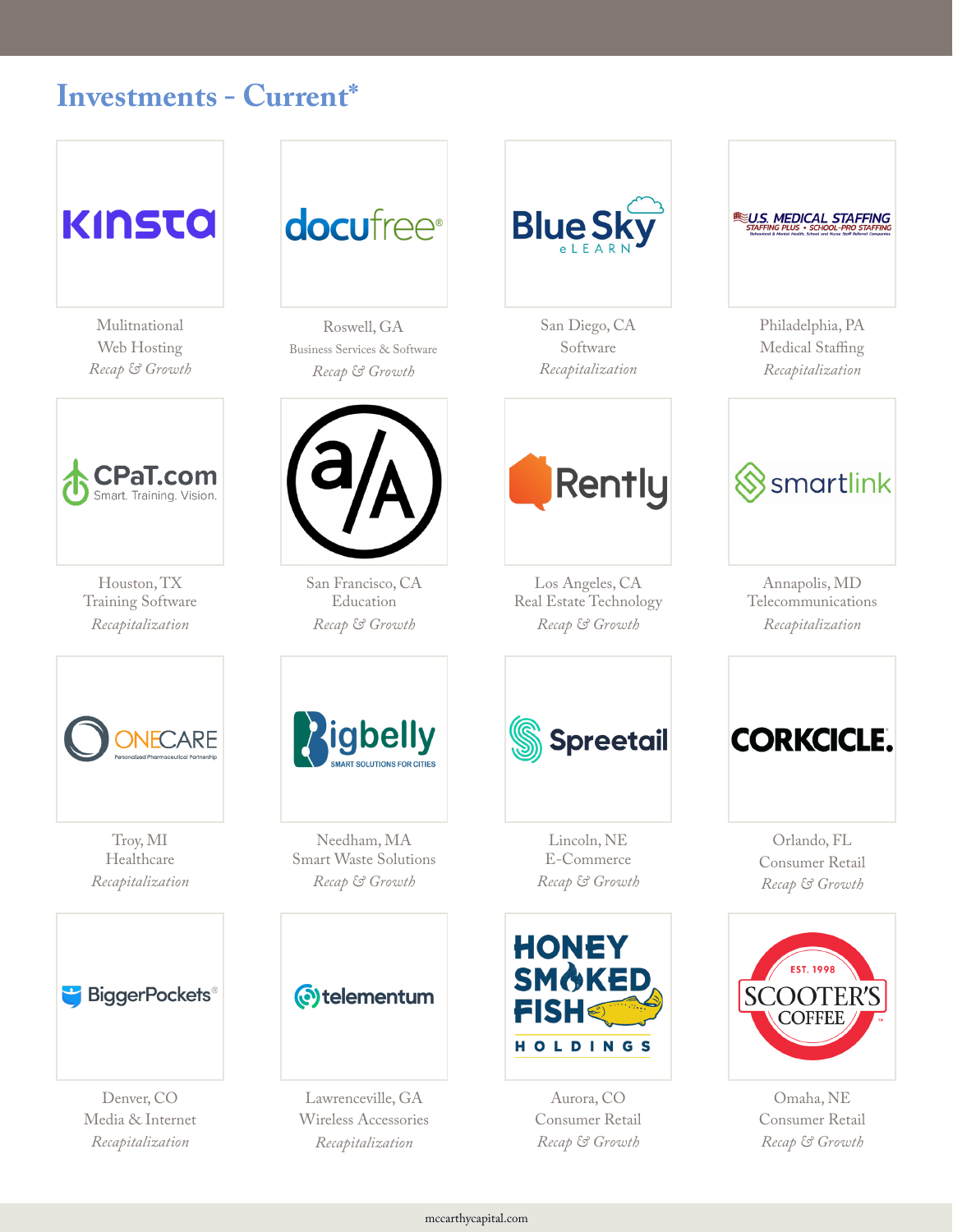# Investments - Current*

**Kinsta**
Mulitnational
Web Hosting
*Recap & Growth*

**docufree**
Roswell, GA
Business Services & Software
*Recap & Growth*

**Blue Sky eLEARN**
San Diego, CA
Software
*Recapitalization*

**U.S. Medical Staffing / Staffing Plus • School-Pro Staffing**
Philadelphia, PA
Medical Staffing
*Recapitalization*

**CPaT.com** – Smart. Training. Vision.
Houston, TX
Training Software
*Recapitalization*

**a/A**
San Francisco, CA
Education
*Recap & Growth*

**Rently**
Los Angeles, CA
Real Estate Technology
*Recap & Growth*

**smartlink**
Annapolis, MD
Telecommunications
*Recapitalization*

**OneCare** – Personalized Pharmaceutical Partnership
Troy, MI
Healthcare
*Recapitalization*

**Bigbelly** – Smart Solutions for Cities
Needham, MA
Smart Waste Solutions
*Recap & Growth*

**Spreetail**
Lincoln, NE
E-Commerce
*Recap & Growth*

**Corkcicle.**
Orlando, FL
Consumer Retail
*Recap & Growth*

**BiggerPockets**
Denver, CO
Media & Internet
*Recapitalization*

**telementum**
Lawrenceville, GA
Wireless Accessories
*Recapitalization*

**Honey Smoked Fish Holdings**
Aurora, CO
Consumer Retail
*Recap & Growth*

**Scooter's Coffee** – Est. 1998
Omaha, NE
Consumer Retail
*Recap & Growth*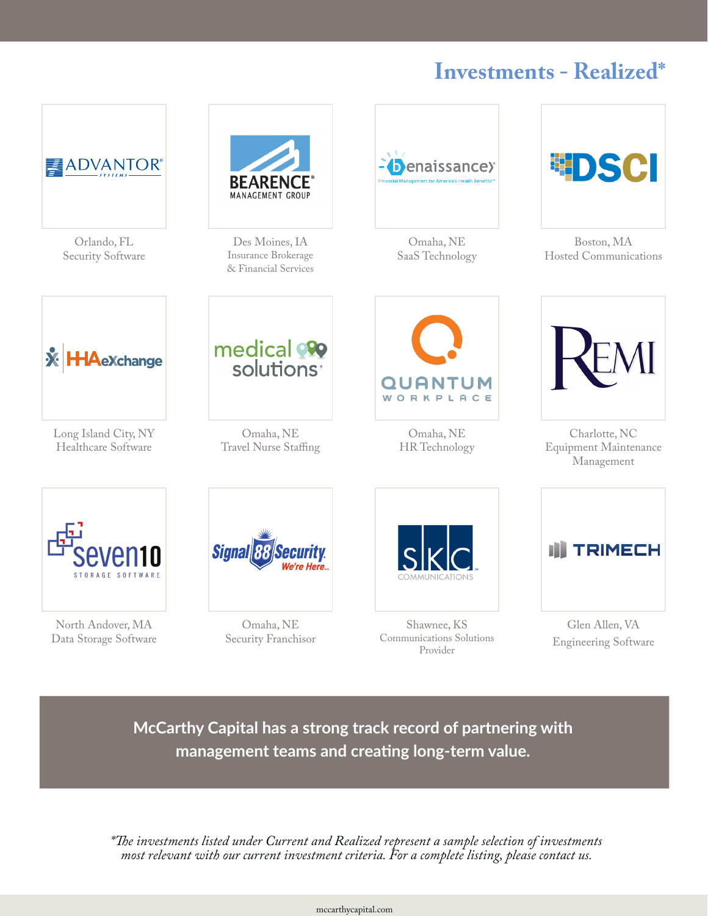# Investments - Realized*

ADVANTOR SYSTEMS
Orlando, FL
Security Software

BEARENCE MANAGEMENT GROUP
Des Moines, IA
Insurance Brokerage & Financial Services

benaissance
Omaha, NE
SaaS Technology

DSCI
Boston, MA
Hosted Communications

HHAeXchange
Long Island City, NY
Healthcare Software

medical solutions
Omaha, NE
Travel Nurse Staffing

QUANTUM WORKPLACE
Omaha, NE
HR Technology

REMI
Charlotte, NC
Equipment Maintenance Management

seven10 STORAGE SOFTWARE
North Andover, MA
Data Storage Software

Signal 88 Security
Omaha, NE
Security Franchisor

SKC COMMUNICATIONS
Shawnee, KS
Communications Solutions Provider

TRIMECH
Glen Allen, VA
Engineering Software

**McCarthy Capital has a strong track record of partnering with management teams and creating long-term value.**

*\*The investments listed under Current and Realized represent a sample selection of investments most relevant with our current investment criteria. For a complete listing, please contact us.*

mccarthycapital.com